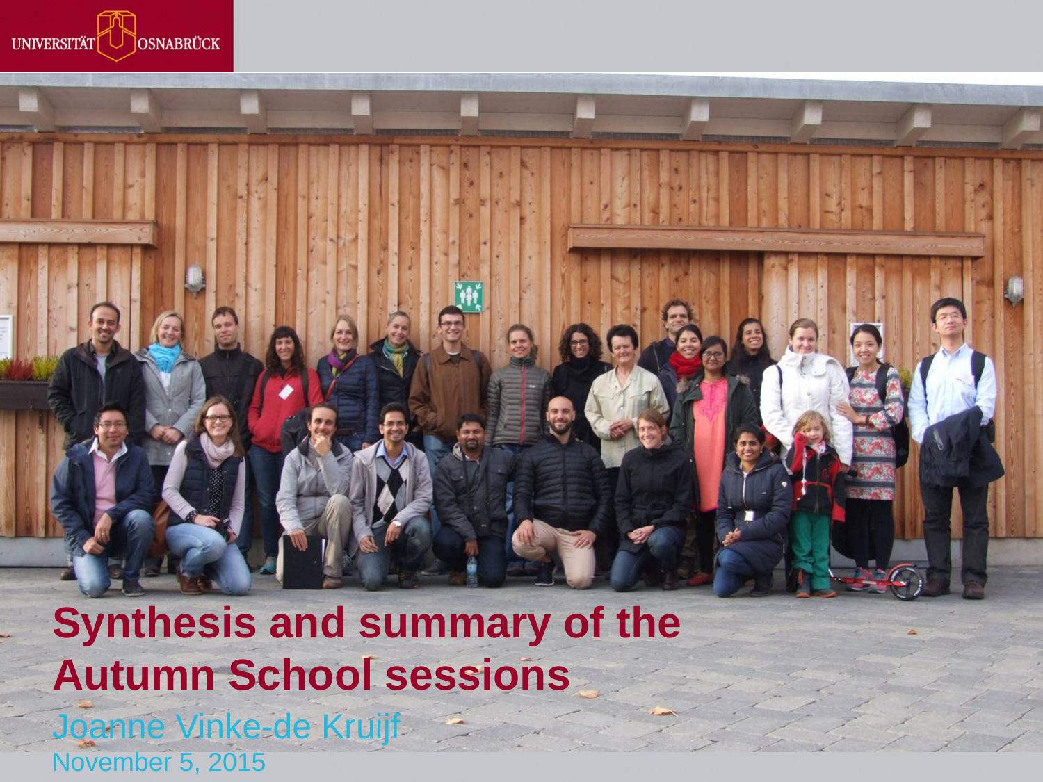UNIVERSITÄT OSNABRÜCK

# Synthesis and summary of the Autumn School sessions

Joanne Vinke-de Kruijf

November 5, 2015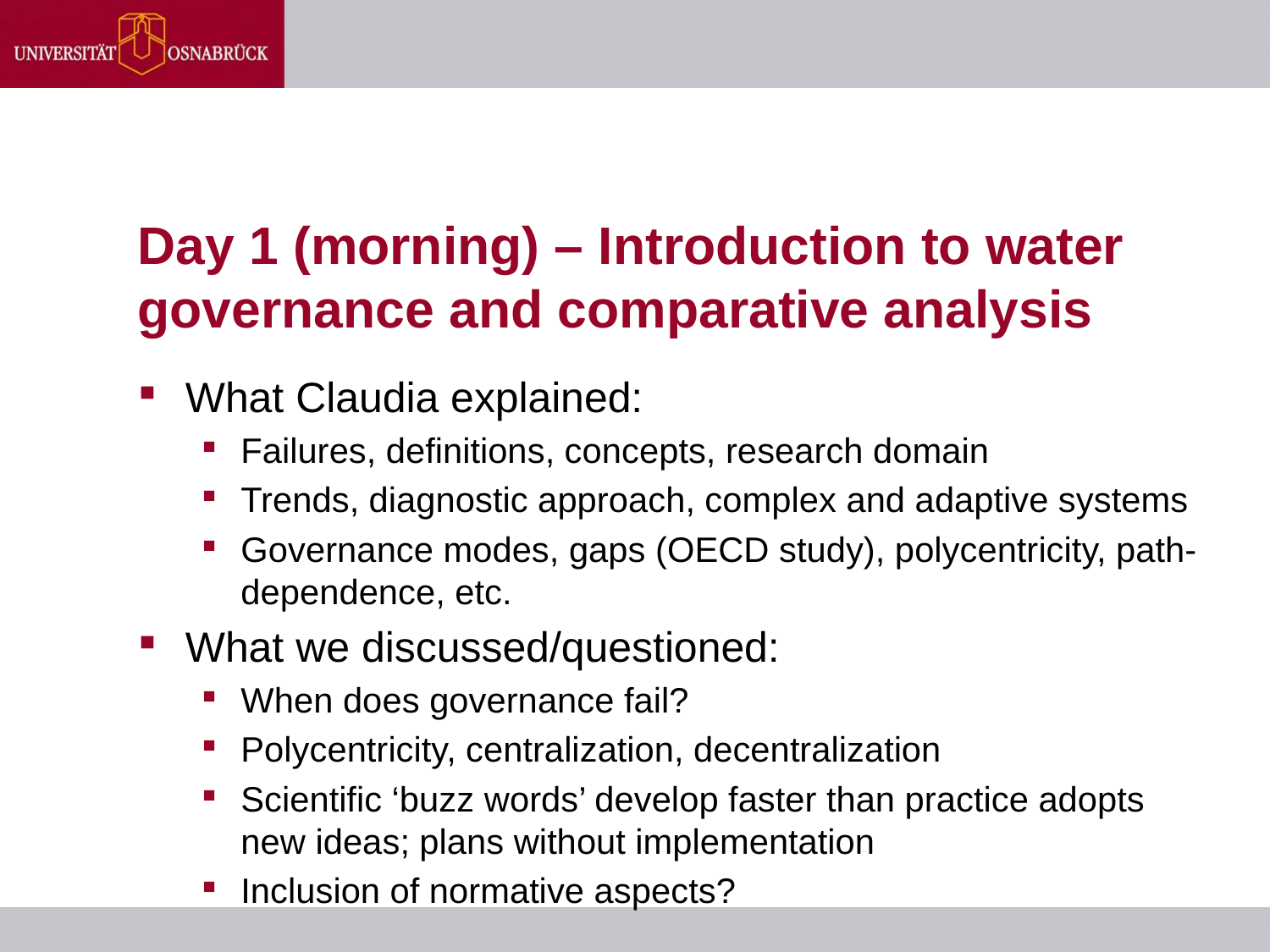# Day 1 (morning) – Introduction to water governance and comparative analysis

- What Claudia explained:
  - Failures, definitions, concepts, research domain
  - Trends, diagnostic approach, complex and adaptive systems
  - Governance modes, gaps (OECD study), polycentricity, path-dependence, etc.
- What we discussed/questioned:
  - When does governance fail?
  - Polycentricity, centralization, decentralization
  - Scientific 'buzz words' develop faster than practice adopts new ideas; plans without implementation
  - Inclusion of normative aspects?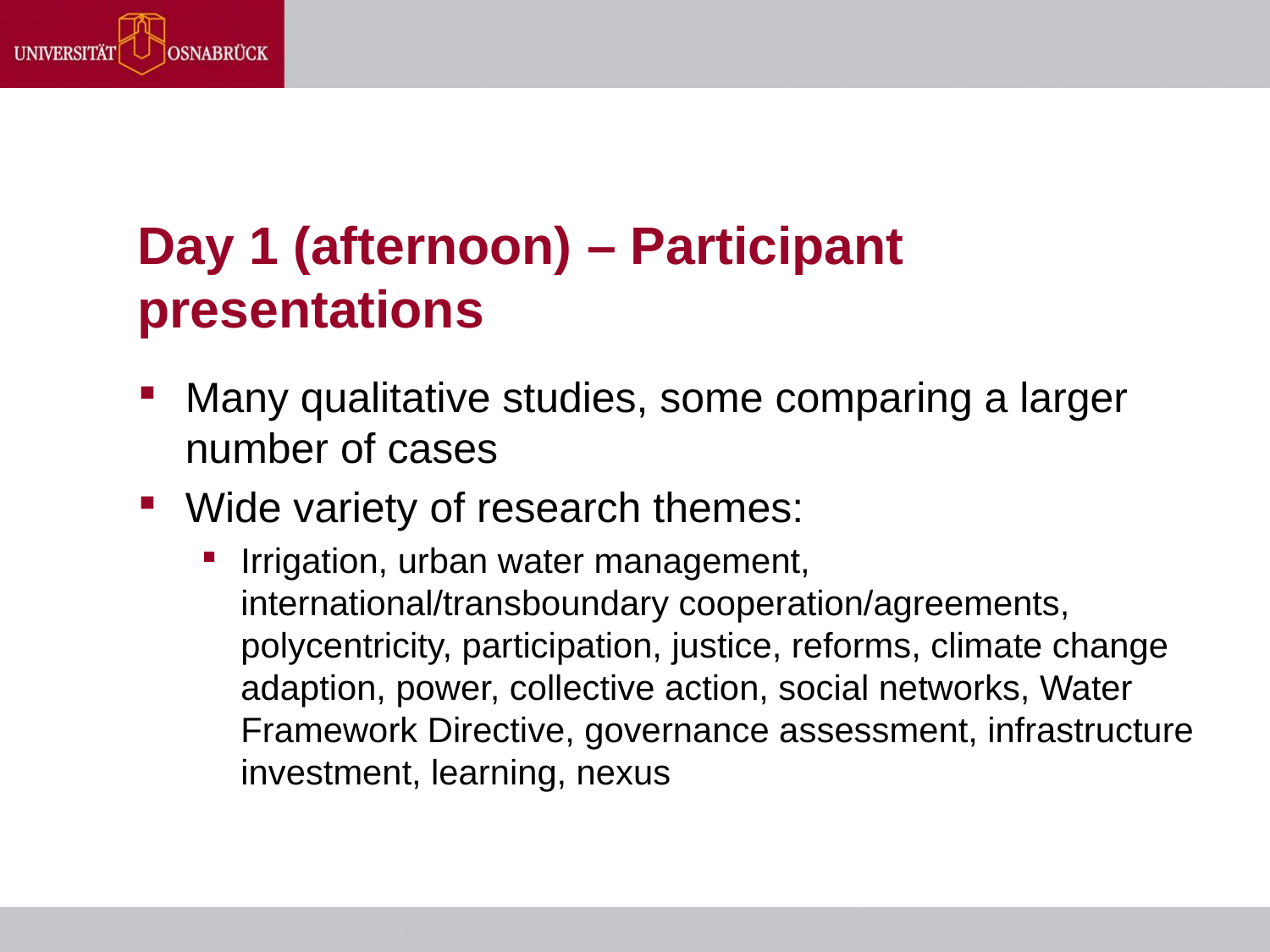# Day 1 (afternoon) – Participant presentations

- Many qualitative studies, some comparing a larger number of cases
- Wide variety of research themes:
  - Irrigation, urban water management, international/transboundary cooperation/agreements, polycentricity, participation, justice, reforms, climate change adaption, power, collective action, social networks, Water Framework Directive, governance assessment, infrastructure investment, learning, nexus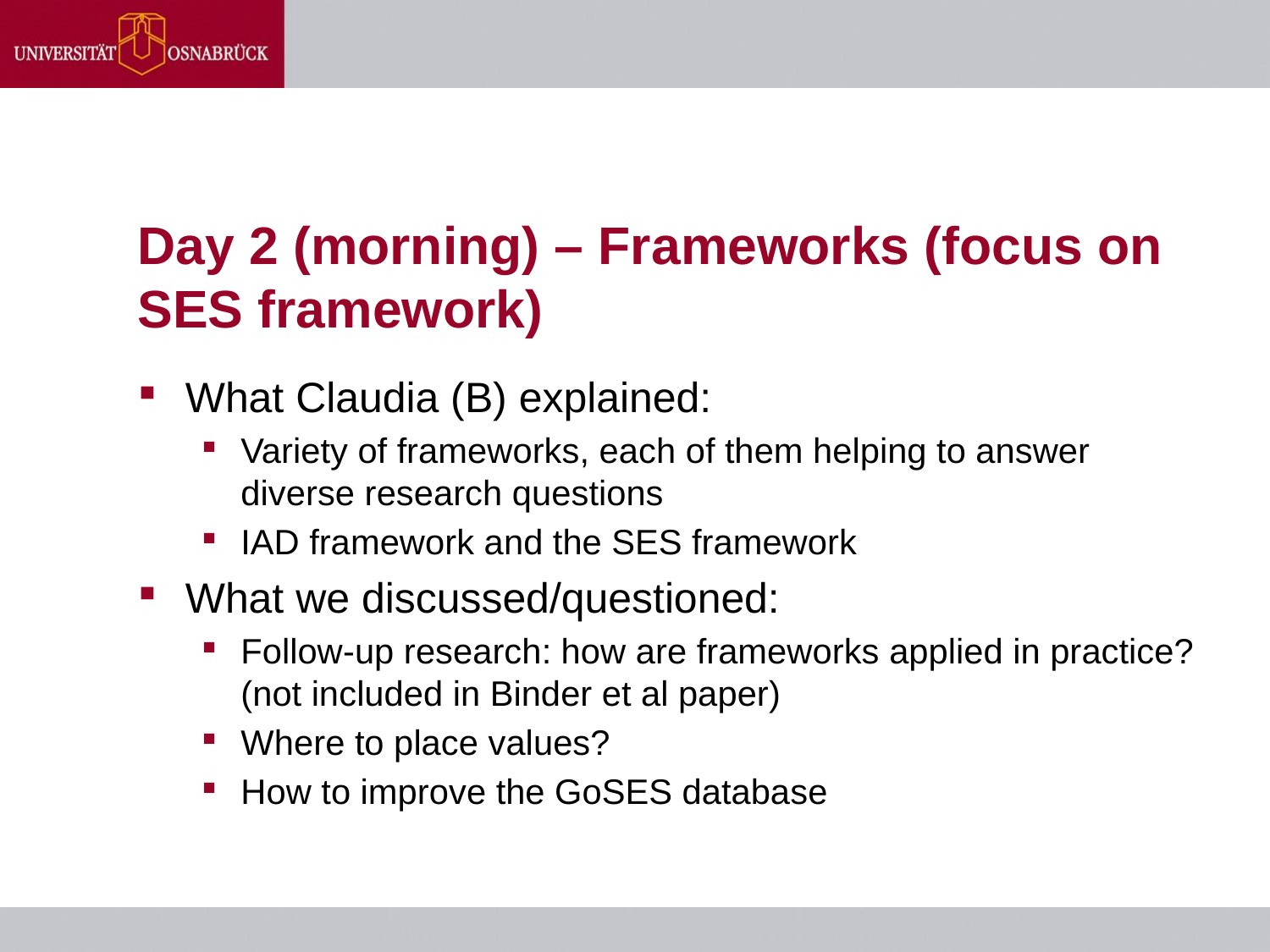# Day 2 (morning) – Frameworks (focus on SES framework)

- What Claudia (B) explained:
  - Variety of frameworks, each of them helping to answer diverse research questions
  - IAD framework and the SES framework
- What we discussed/questioned:
  - Follow-up research: how are frameworks applied in practice? (not included in Binder et al paper)
  - Where to place values?
  - How to improve the GoSES database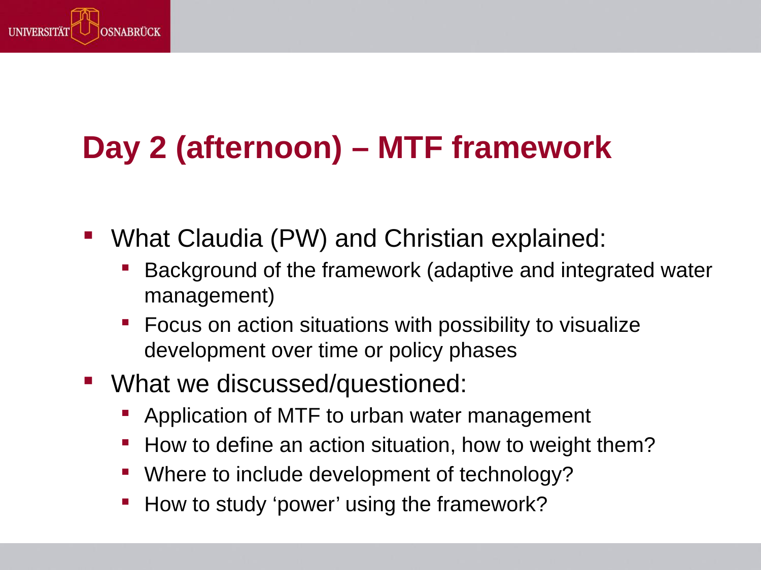# Day 2 (afternoon) – MTF framework

- What Claudia (PW) and Christian explained:
  - Background of the framework (adaptive and integrated water management)
  - Focus on action situations with possibility to visualize development over time or policy phases
- What we discussed/questioned:
  - Application of MTF to urban water management
  - How to define an action situation, how to weight them?
  - Where to include development of technology?
  - How to study ‘power’ using the framework?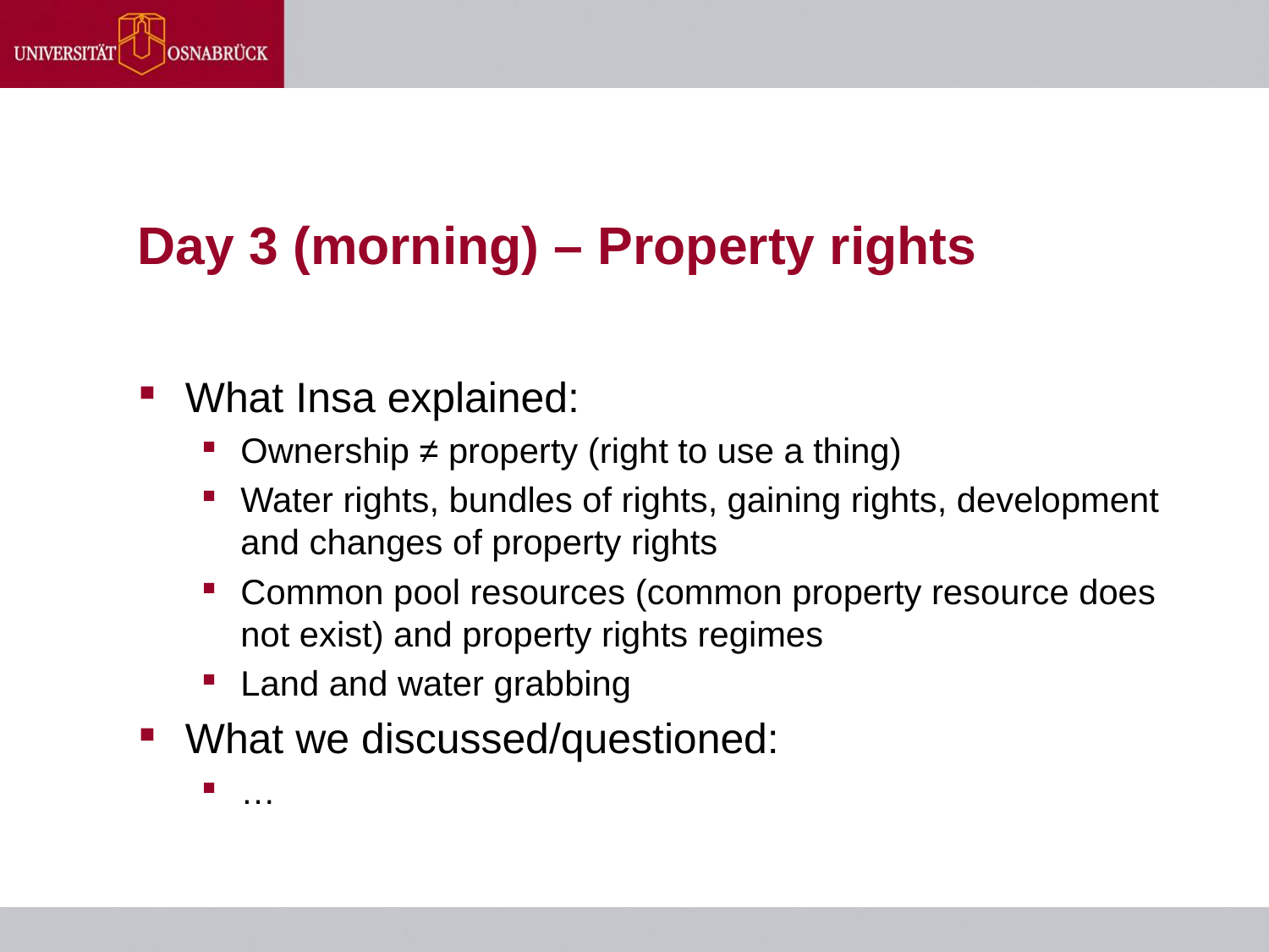# Day 3 (morning) – Property rights

- What Insa explained:
  - Ownership ≠ property (right to use a thing)
  - Water rights, bundles of rights, gaining rights, development and changes of property rights
  - Common pool resources (common property resource does not exist) and property rights regimes
  - Land and water grabbing
- What we discussed/questioned:
  - …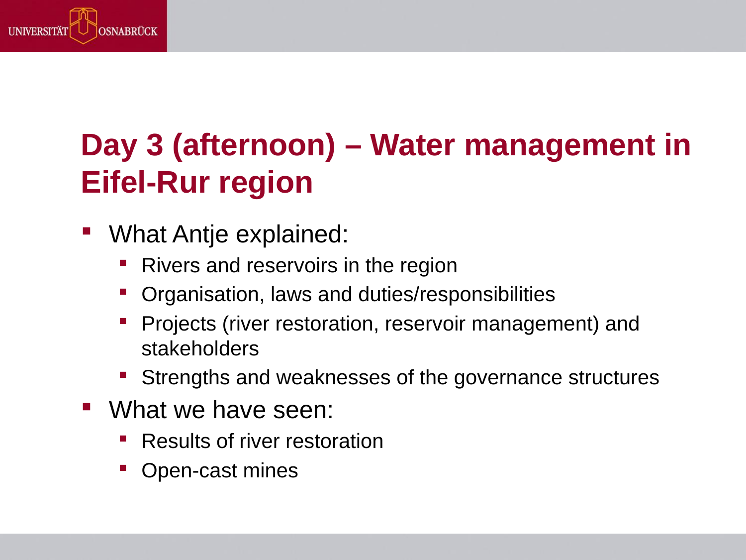# Day 3 (afternoon) – Water management in Eifel-Rur region

- What Antje explained:
  - Rivers and reservoirs in the region
  - Organisation, laws and duties/responsibilities
  - Projects (river restoration, reservoir management) and stakeholders
  - Strengths and weaknesses of the governance structures
- What we have seen:
  - Results of river restoration
  - Open-cast mines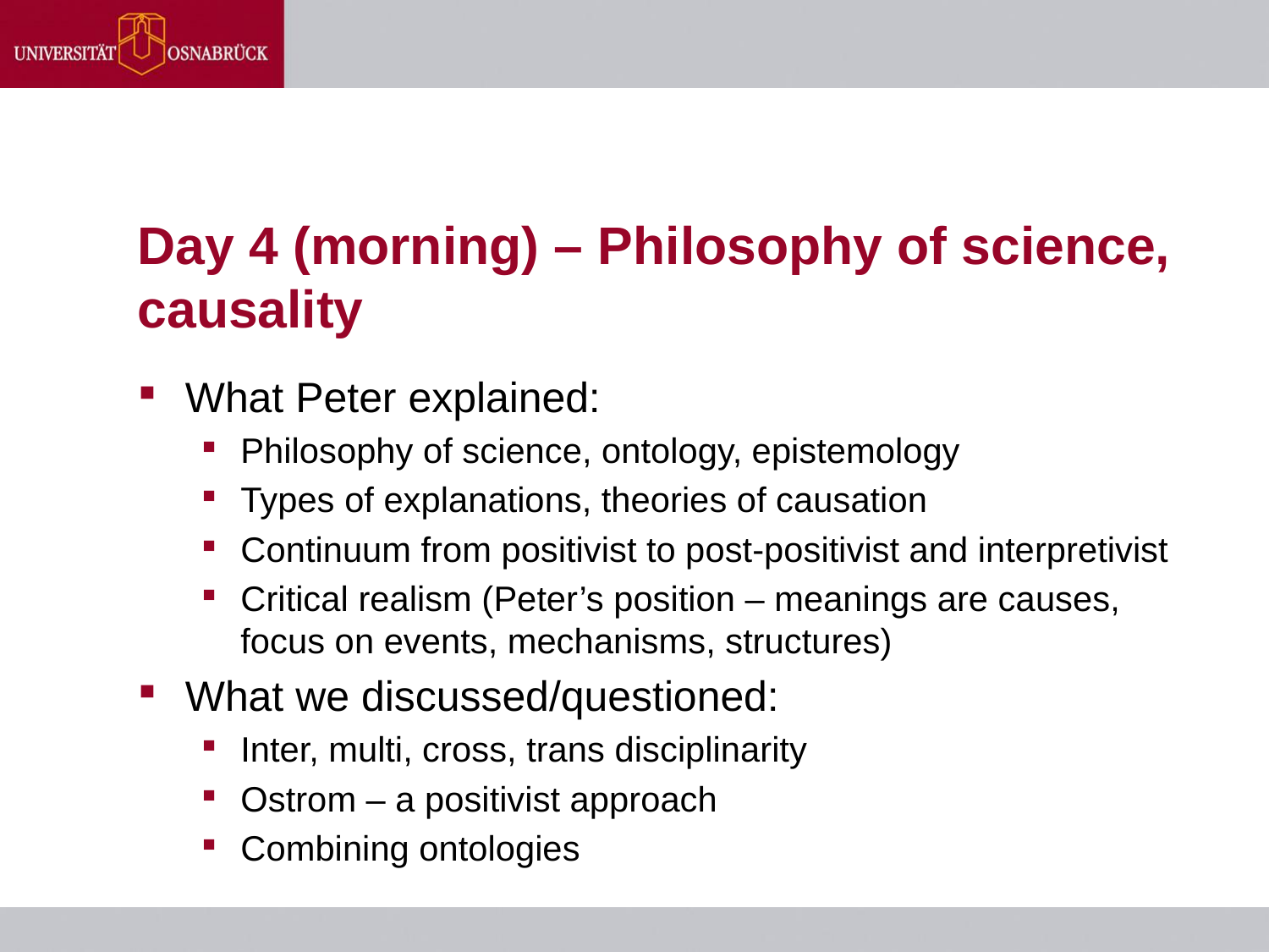# Day 4 (morning) – Philosophy of science, causality

- What Peter explained:
  - Philosophy of science, ontology, epistemology
  - Types of explanations, theories of causation
  - Continuum from positivist to post-positivist and interpretivist
  - Critical realism (Peter's position – meanings are causes, focus on events, mechanisms, structures)
- What we discussed/questioned:
  - Inter, multi, cross, trans disciplinarity
  - Ostrom – a positivist approach
  - Combining ontologies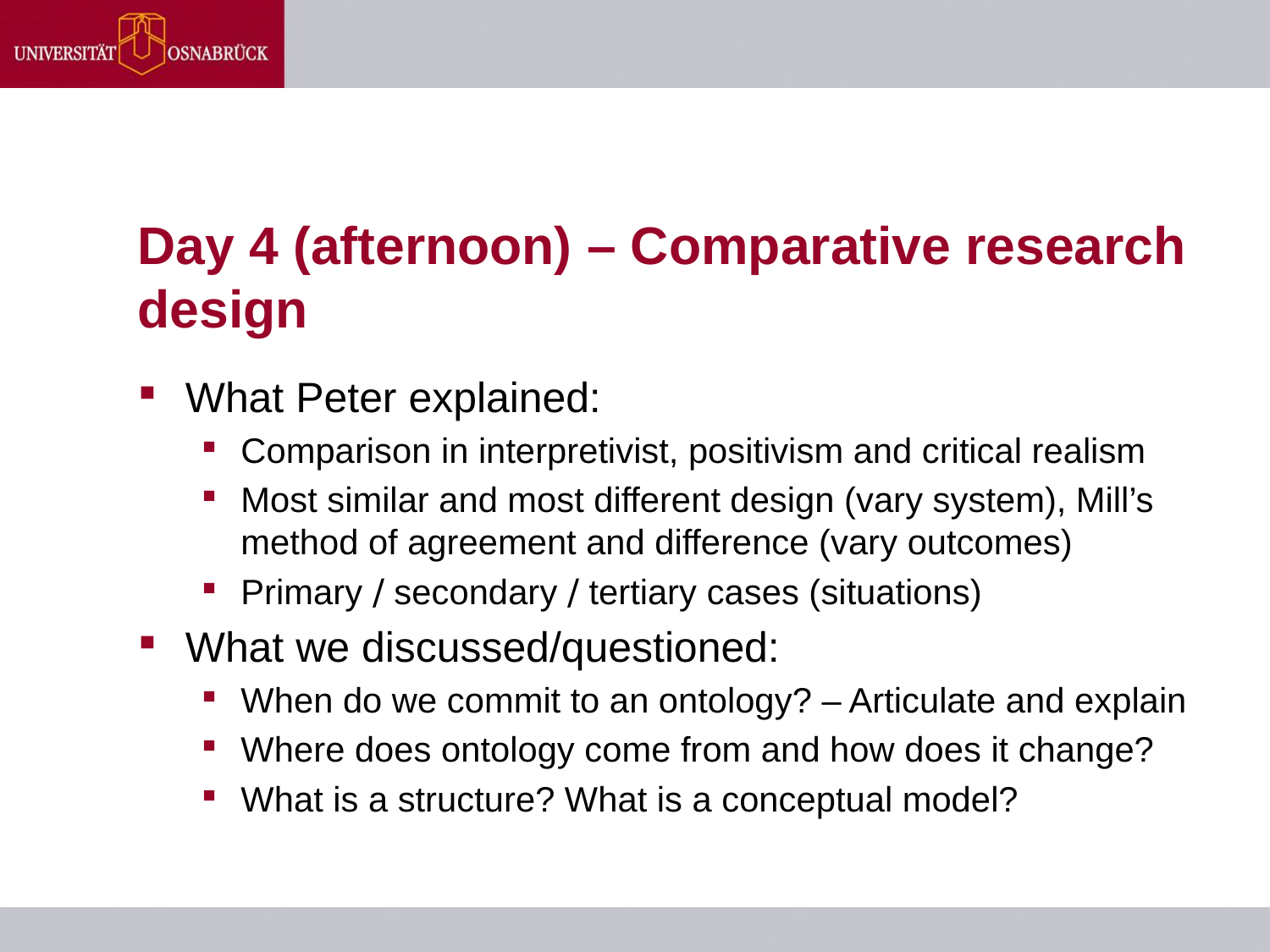# Day 4 (afternoon) – Comparative research design

- What Peter explained:
  - Comparison in interpretivist, positivism and critical realism
  - Most similar and most different design (vary system), Mill's method of agreement and difference (vary outcomes)
  - Primary / secondary / tertiary cases (situations)
- What we discussed/questioned:
  - When do we commit to an ontology? – Articulate and explain
  - Where does ontology come from and how does it change?
  - What is a structure? What is a conceptual model?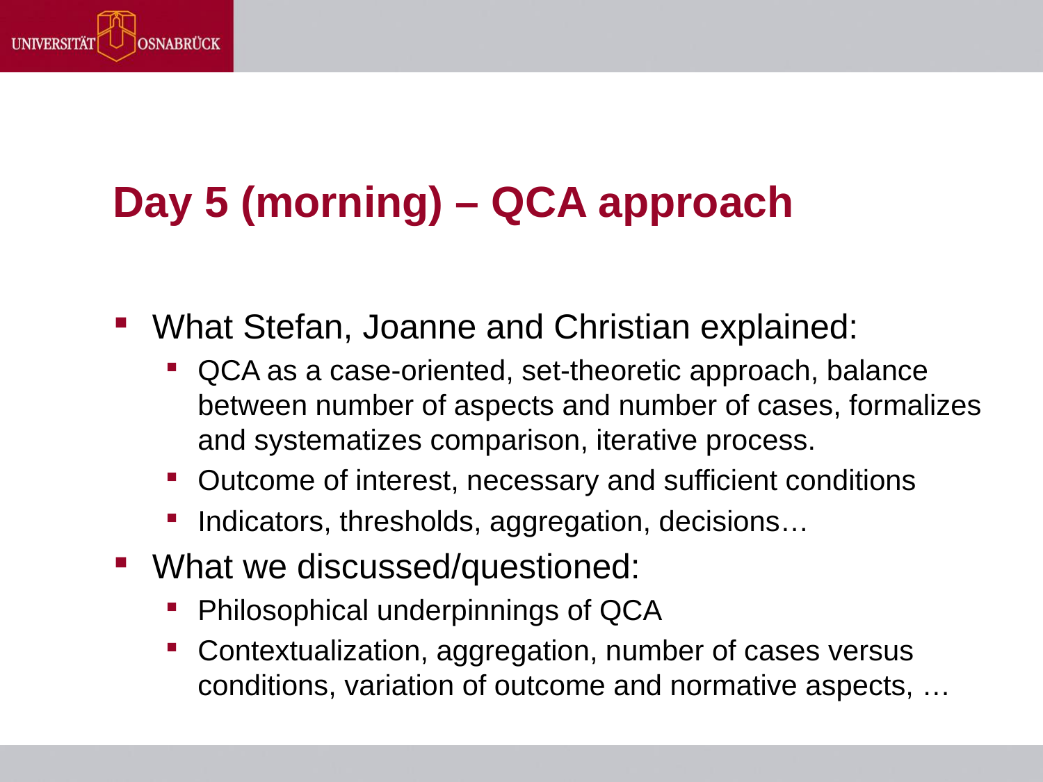# Day 5 (morning) – QCA approach

- What Stefan, Joanne and Christian explained:
  - QCA as a case-oriented, set-theoretic approach, balance between number of aspects and number of cases, formalizes and systematizes comparison, iterative process.
  - Outcome of interest, necessary and sufficient conditions
  - Indicators, thresholds, aggregation, decisions…
- What we discussed/questioned:
  - Philosophical underpinnings of QCA
  - Contextualization, aggregation, number of cases versus conditions, variation of outcome and normative aspects, …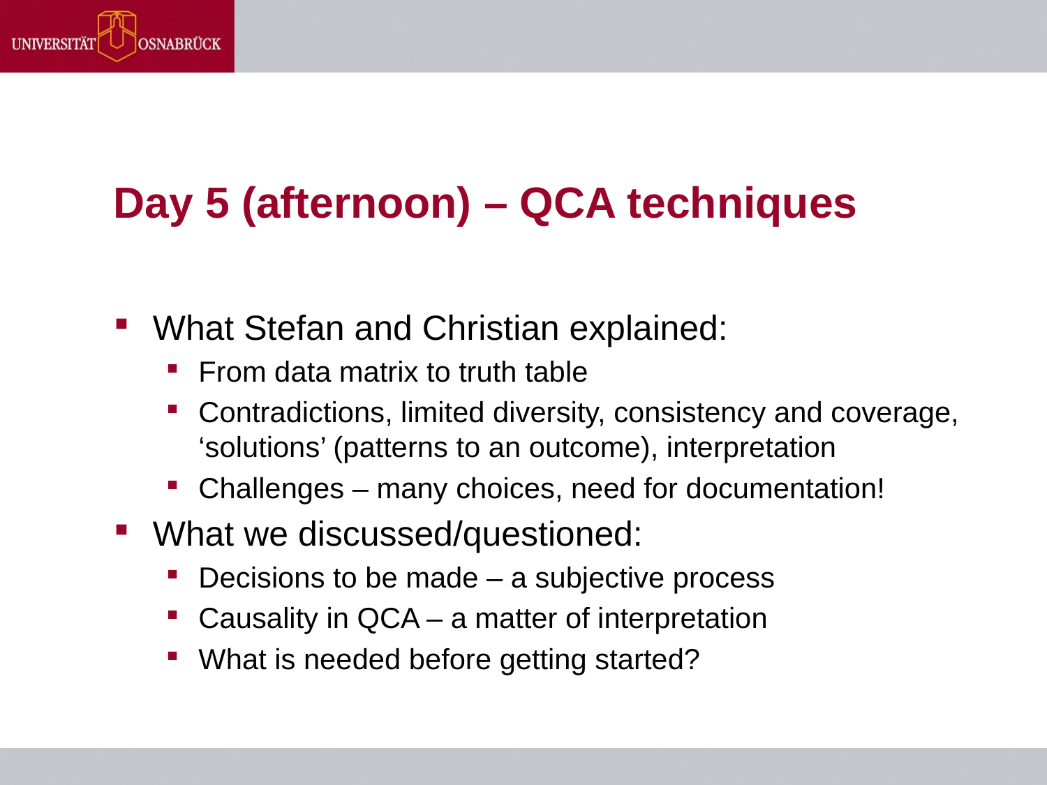# Day 5 (afternoon) – QCA techniques

- What Stefan and Christian explained:
  - From data matrix to truth table
  - Contradictions, limited diversity, consistency and coverage, 'solutions' (patterns to an outcome), interpretation
  - Challenges – many choices, need for documentation!
- What we discussed/questioned:
  - Decisions to be made – a subjective process
  - Causality in QCA – a matter of interpretation
  - What is needed before getting started?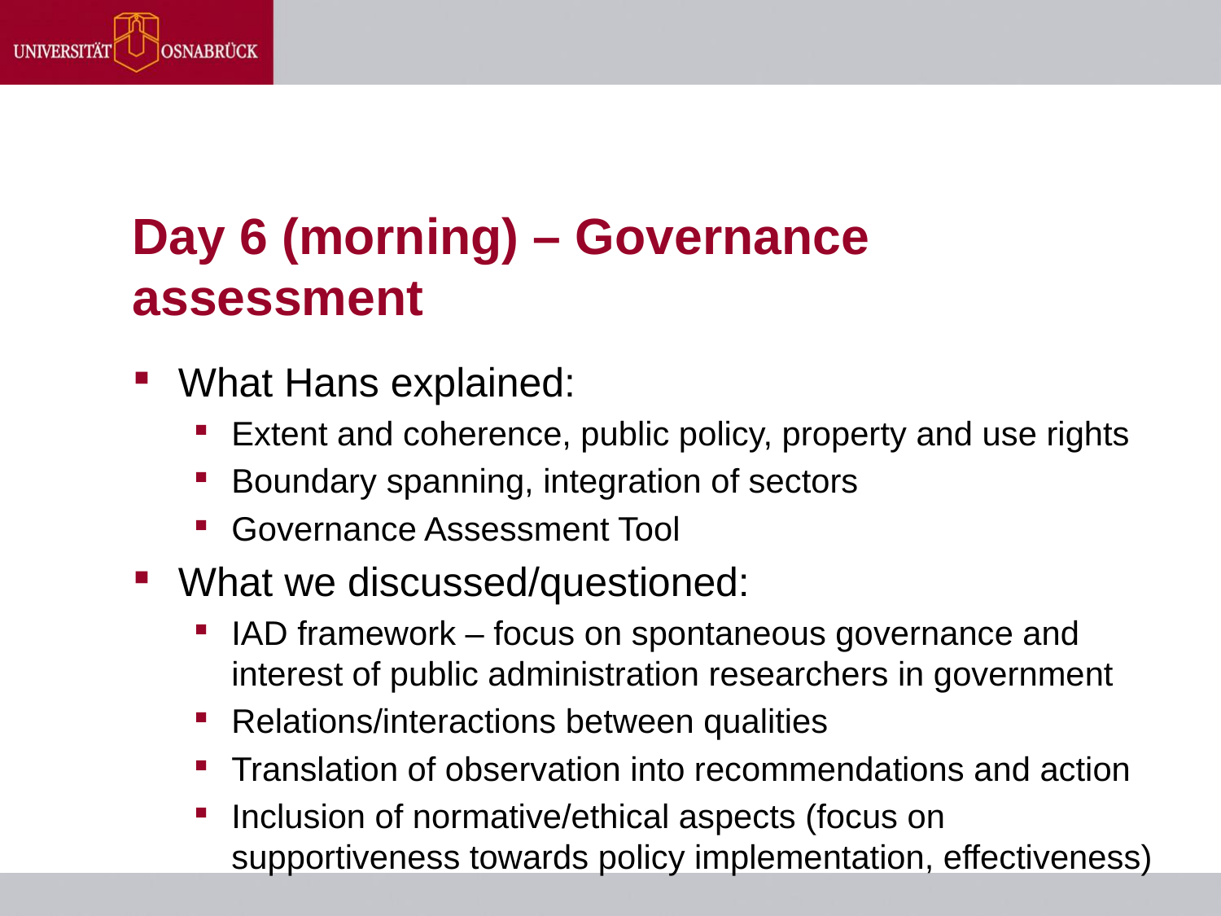# Day 6 (morning) – Governance assessment

- What Hans explained:
  - Extent and coherence, public policy, property and use rights
  - Boundary spanning, integration of sectors
  - Governance Assessment Tool
- What we discussed/questioned:
  - IAD framework – focus on spontaneous governance and interest of public administration researchers in government
  - Relations/interactions between qualities
  - Translation of observation into recommendations and action
  - Inclusion of normative/ethical aspects (focus on supportiveness towards policy implementation, effectiveness)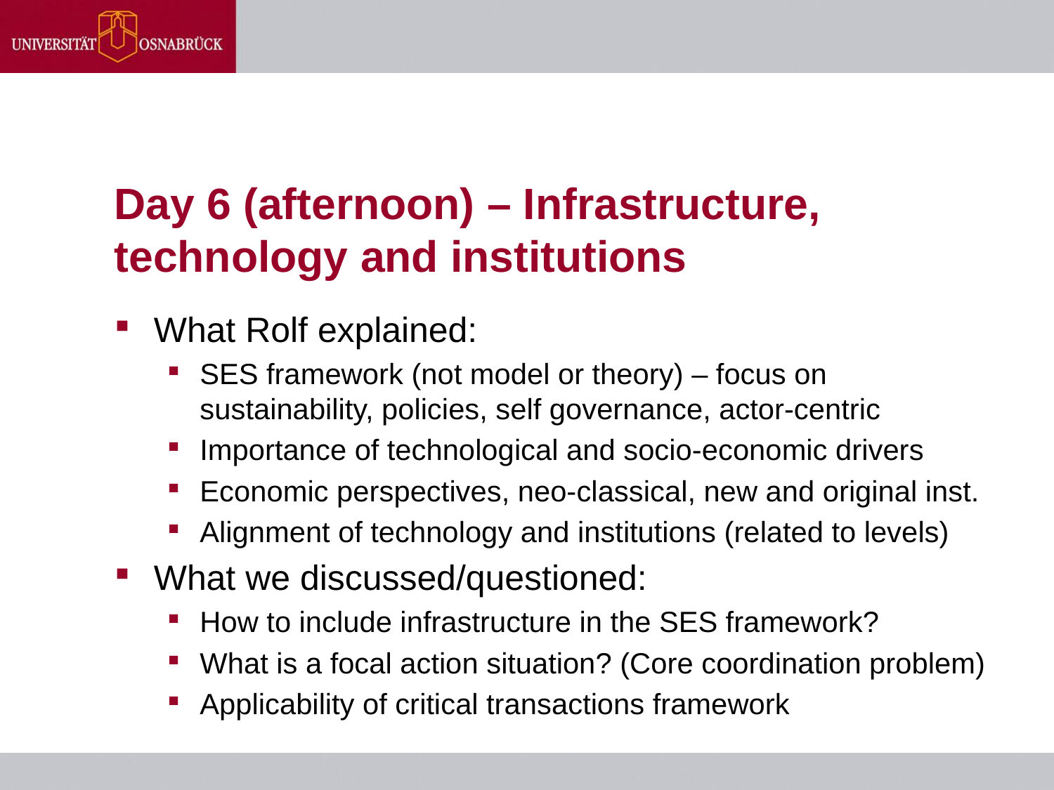# Day 6 (afternoon) – Infrastructure, technology and institutions

- What Rolf explained:
  - SES framework (not model or theory) – focus on sustainability, policies, self governance, actor-centric
  - Importance of technological and socio-economic drivers
  - Economic perspectives, neo-classical, new and original inst.
  - Alignment of technology and institutions (related to levels)
- What we discussed/questioned:
  - How to include infrastructure in the SES framework?
  - What is a focal action situation? (Core coordination problem)
  - Applicability of critical transactions framework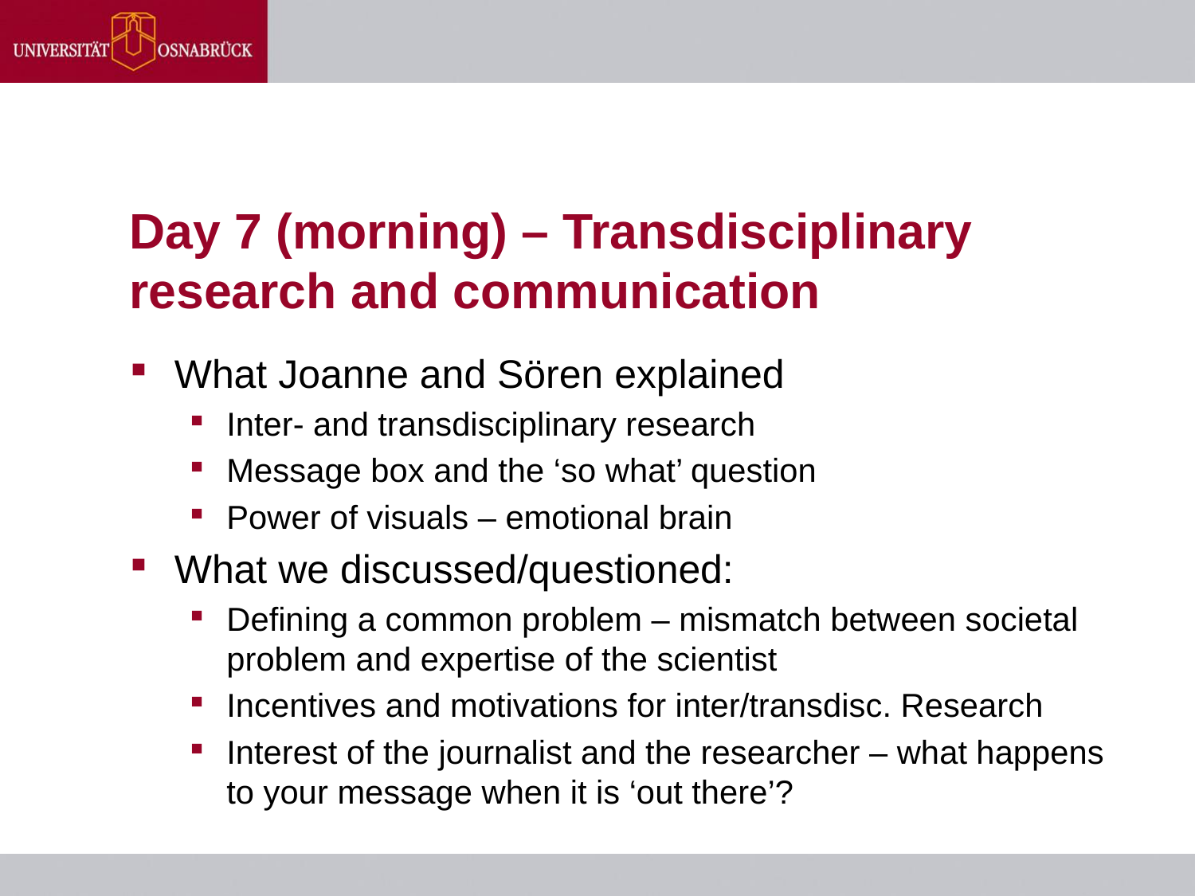# Day 7 (morning) – Transdisciplinary research and communication

- What Joanne and Sören explained
  - Inter- and transdisciplinary research
  - Message box and the 'so what' question
  - Power of visuals – emotional brain
- What we discussed/questioned:
  - Defining a common problem – mismatch between societal problem and expertise of the scientist
  - Incentives and motivations for inter/transdisc. Research
  - Interest of the journalist and the researcher – what happens to your message when it is 'out there'?